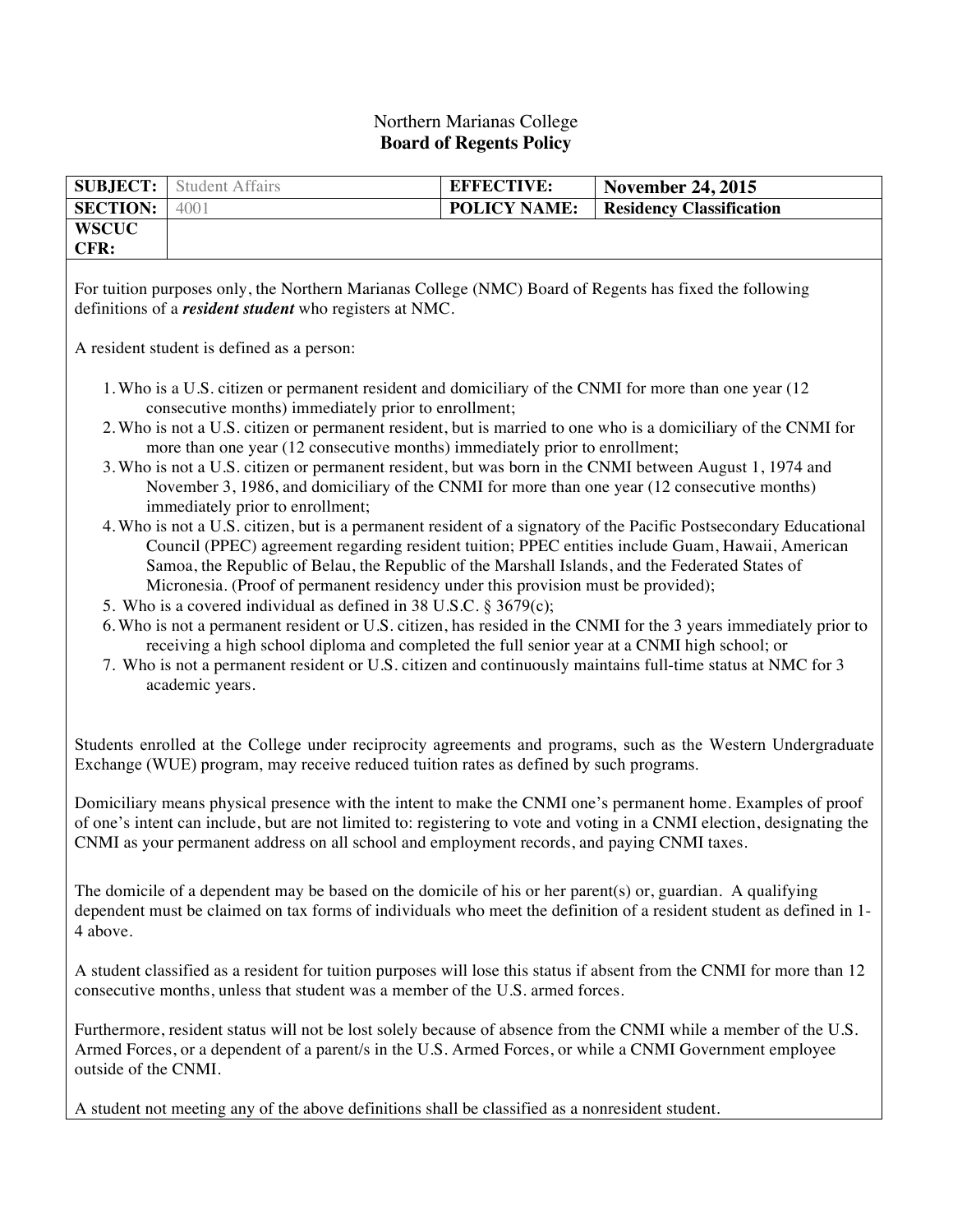Northern Marianas College
**Board of Regents Policy**

| **SUBJECT:** | Student Affairs | **EFFECTIVE:** | **November 24, 2015** |
|---|---|---|---|
| **SECTION:** | 4001 | **POLICY NAME:** | **Residency Classification** |
| **WSCUC CFR:** | | | |

For tuition purposes only, the Northern Marianas College (NMC) Board of Regents has fixed the following definitions of a ***resident student*** who registers at NMC.

A resident student is defined as a person:

1. Who is a U.S. citizen or permanent resident and domiciliary of the CNMI for more than one year (12 consecutive months) immediately prior to enrollment;
2. Who is not a U.S. citizen or permanent resident, but is married to one who is a domiciliary of the CNMI for more than one year (12 consecutive months) immediately prior to enrollment;
3. Who is not a U.S. citizen or permanent resident, but was born in the CNMI between August 1, 1974 and November 3, 1986, and domiciliary of the CNMI for more than one year (12 consecutive months) immediately prior to enrollment;
4. Who is not a U.S. citizen, but is a permanent resident of a signatory of the Pacific Postsecondary Educational Council (PPEC) agreement regarding resident tuition; PPEC entities include Guam, Hawaii, American Samoa, the Republic of Belau, the Republic of the Marshall Islands, and the Federated States of Micronesia. (Proof of permanent residency under this provision must be provided);
5. Who is a covered individual as defined in 38 U.S.C. § 3679(c);
6. Who is not a permanent resident or U.S. citizen, has resided in the CNMI for the 3 years immediately prior to receiving a high school diploma and completed the full senior year at a CNMI high school; or
7. Who is not a permanent resident or U.S. citizen and continuously maintains full-time status at NMC for 3 academic years.

Students enrolled at the College under reciprocity agreements and programs, such as the Western Undergraduate Exchange (WUE) program, may receive reduced tuition rates as defined by such programs.

Domiciliary means physical presence with the intent to make the CNMI one's permanent home. Examples of proof of one's intent can include, but are not limited to: registering to vote and voting in a CNMI election, designating the CNMI as your permanent address on all school and employment records, and paying CNMI taxes.

The domicile of a dependent may be based on the domicile of his or her parent(s) or, guardian. A qualifying dependent must be claimed on tax forms of individuals who meet the definition of a resident student as defined in 1-4 above.

A student classified as a resident for tuition purposes will lose this status if absent from the CNMI for more than 12 consecutive months, unless that student was a member of the U.S. armed forces.

Furthermore, resident status will not be lost solely because of absence from the CNMI while a member of the U.S. Armed Forces, or a dependent of a parent/s in the U.S. Armed Forces, or while a CNMI Government employee outside of the CNMI.

A student not meeting any of the above definitions shall be classified as a nonresident student.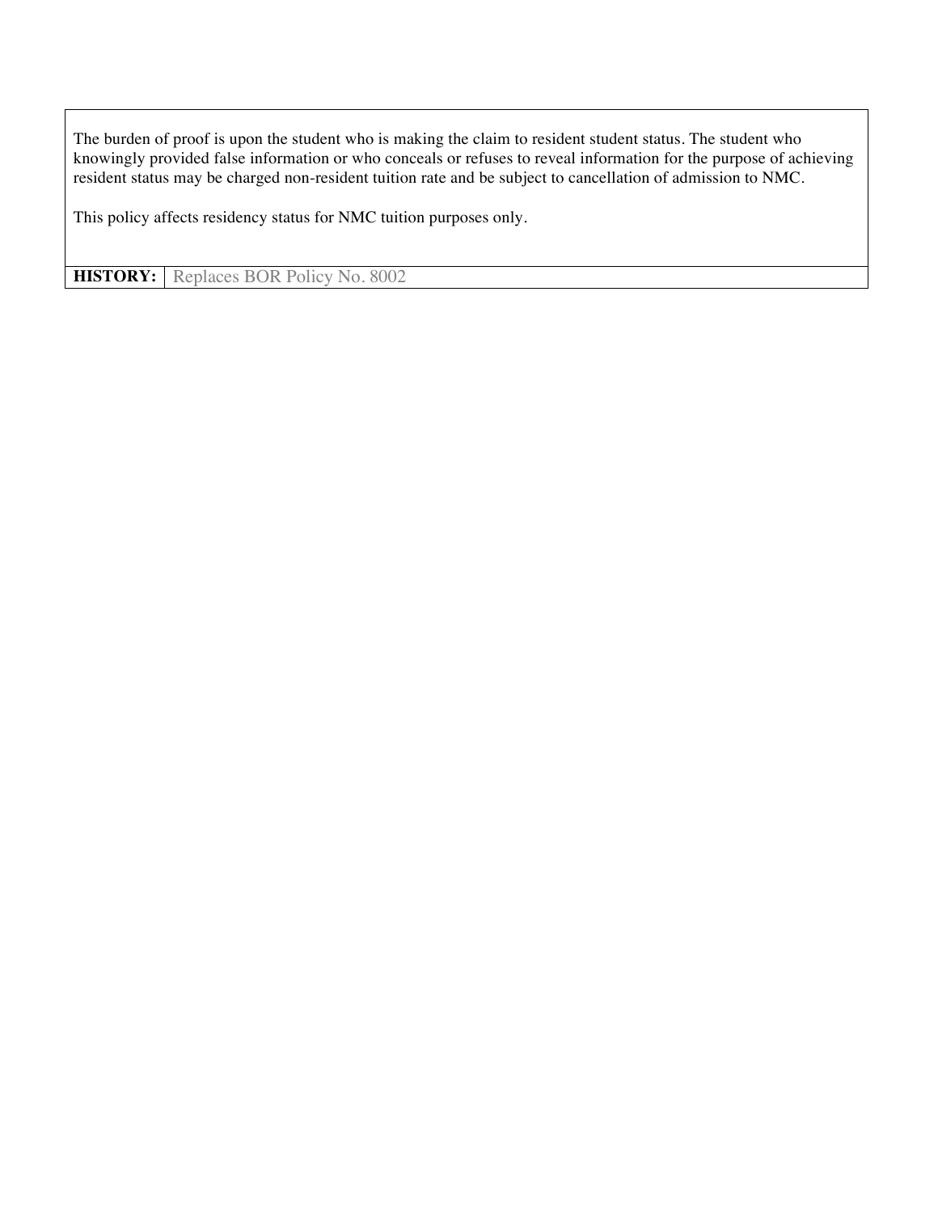The burden of proof is upon the student who is making the claim to resident student status. The student who knowingly provided false information or who conceals or refuses to reveal information for the purpose of achieving resident status may be charged non-resident tuition rate and be subject to cancellation of admission to NMC.

This policy affects residency status for NMC tuition purposes only.

| | |
|---|---|
| **HISTORY:** | Replaces BOR Policy No. 8002 |